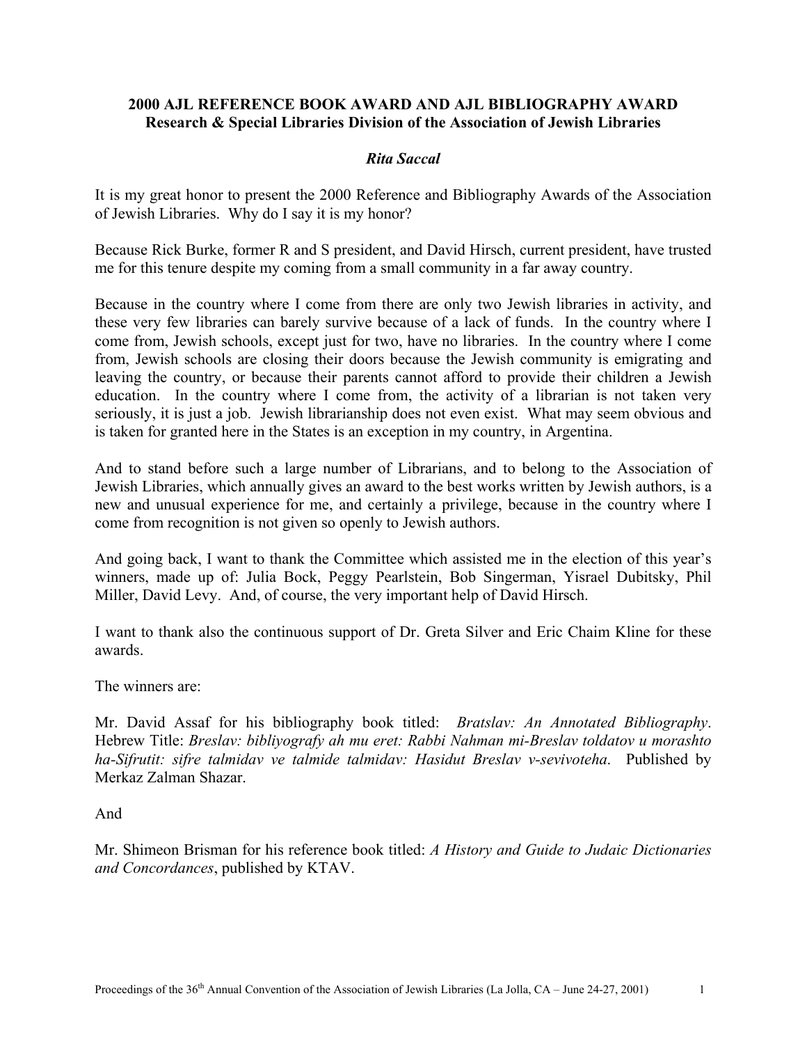# 2000 AJL REFERENCE BOOK AWARD AND AJL BIBLIOGRAPHY AWARD

## Research & Special Libraries Division of the Association of Jewish Libraries

***Rita Saccal***

It is my great honor to present the 2000 Reference and Bibliography Awards of the Association of Jewish Libraries. Why do I say it is my honor?

Because Rick Burke, former R and S president, and David Hirsch, current president, have trusted me for this tenure despite my coming from a small community in a far away country.

Because in the country where I come from there are only two Jewish libraries in activity, and these very few libraries can barely survive because of a lack of funds. In the country where I come from, Jewish schools, except just for two, have no libraries. In the country where I come from, Jewish schools are closing their doors because the Jewish community is emigrating and leaving the country, or because their parents cannot afford to provide their children a Jewish education. In the country where I come from, the activity of a librarian is not taken very seriously, it is just a job. Jewish librarianship does not even exist. What may seem obvious and is taken for granted here in the States is an exception in my country, in Argentina.

And to stand before such a large number of Librarians, and to belong to the Association of Jewish Libraries, which annually gives an award to the best works written by Jewish authors, is a new and unusual experience for me, and certainly a privilege, because in the country where I come from recognition is not given so openly to Jewish authors.

And going back, I want to thank the Committee which assisted me in the election of this year's winners, made up of: Julia Bock, Peggy Pearlstein, Bob Singerman, Yisrael Dubitsky, Phil Miller, David Levy. And, of course, the very important help of David Hirsch.

I want to thank also the continuous support of Dr. Greta Silver and Eric Chaim Kline for these awards.

The winners are:

Mr. David Assaf for his bibliography book titled: *Bratslav: An Annotated Bibliography*. Hebrew Title: *Breslav: bibliyografy ah mu eret: Rabbi Nahman mi-Breslav toldatov u morashto ha-Sifrutit: sifre talmidav ve talmide talmidav: Hasidut Breslav v-sevivoteha*. Published by Merkaz Zalman Shazar.

And

Mr. Shimeon Brisman for his reference book titled: *A History and Guide to Judaic Dictionaries and Concordances*, published by KTAV.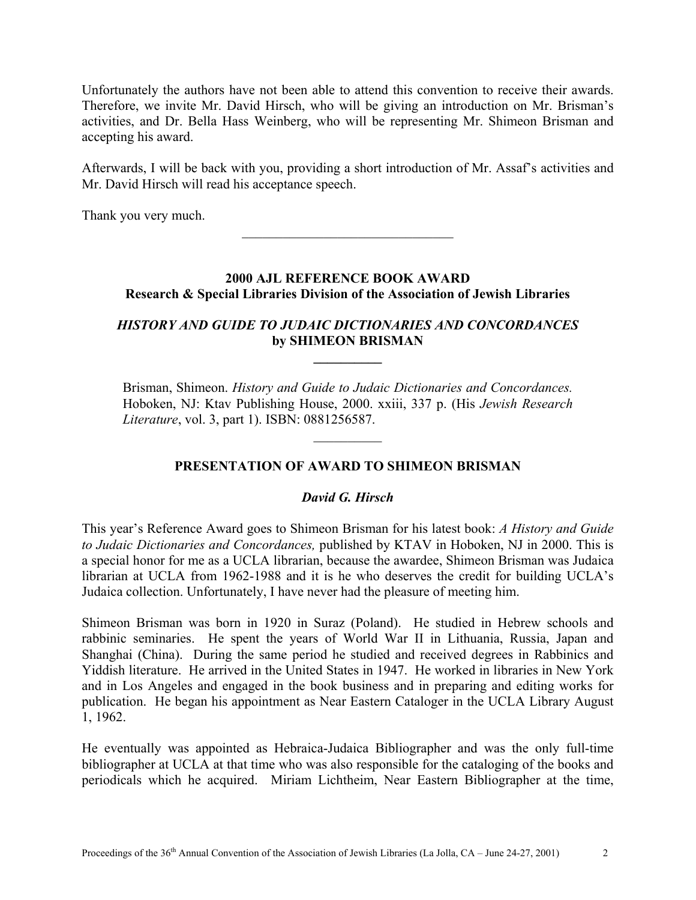Unfortunately the authors have not been able to attend this convention to receive their awards. Therefore, we invite Mr. David Hirsch, who will be giving an introduction on Mr. Brisman's activities, and Dr. Bella Hass Weinberg, who will be representing Mr. Shimeon Brisman and accepting his award.

Afterwards, I will be back with you, providing a short introduction of Mr. Assaf's activities and Mr. David Hirsch will read his acceptance speech.

Thank you very much.

---

## 2000 AJL REFERENCE BOOK AWARD
**Research & Special Libraries Division of the Association of Jewish Libraries**

### *HISTORY AND GUIDE TO JUDAIC DICTIONARIES AND CONCORDANCES*
**by SHIMEON BRISMAN**

---

Brisman, Shimeon. *History and Guide to Judaic Dictionaries and Concordances.* Hoboken, NJ: Ktav Publishing House, 2000. xxiii, 337 p. (His *Jewish Research Literature*, vol. 3, part 1). ISBN: 0881256587.

---

## PRESENTATION OF AWARD TO SHIMEON BRISMAN

***David G. Hirsch***

This year's Reference Award goes to Shimeon Brisman for his latest book: *A History and Guide to Judaic Dictionaries and Concordances,* published by KTAV in Hoboken, NJ in 2000. This is a special honor for me as a UCLA librarian, because the awardee, Shimeon Brisman was Judaica librarian at UCLA from 1962-1988 and it is he who deserves the credit for building UCLA's Judaica collection. Unfortunately, I have never had the pleasure of meeting him.

Shimeon Brisman was born in 1920 in Suraz (Poland). He studied in Hebrew schools and rabbinic seminaries. He spent the years of World War II in Lithuania, Russia, Japan and Shanghai (China). During the same period he studied and received degrees in Rabbinics and Yiddish literature. He arrived in the United States in 1947. He worked in libraries in New York and in Los Angeles and engaged in the book business and in preparing and editing works for publication. He began his appointment as Near Eastern Cataloger in the UCLA Library August 1, 1962.

He eventually was appointed as Hebraica-Judaica Bibliographer and was the only full-time bibliographer at UCLA at that time who was also responsible for the cataloging of the books and periodicals which he acquired. Miriam Lichtheim, Near Eastern Bibliographer at the time,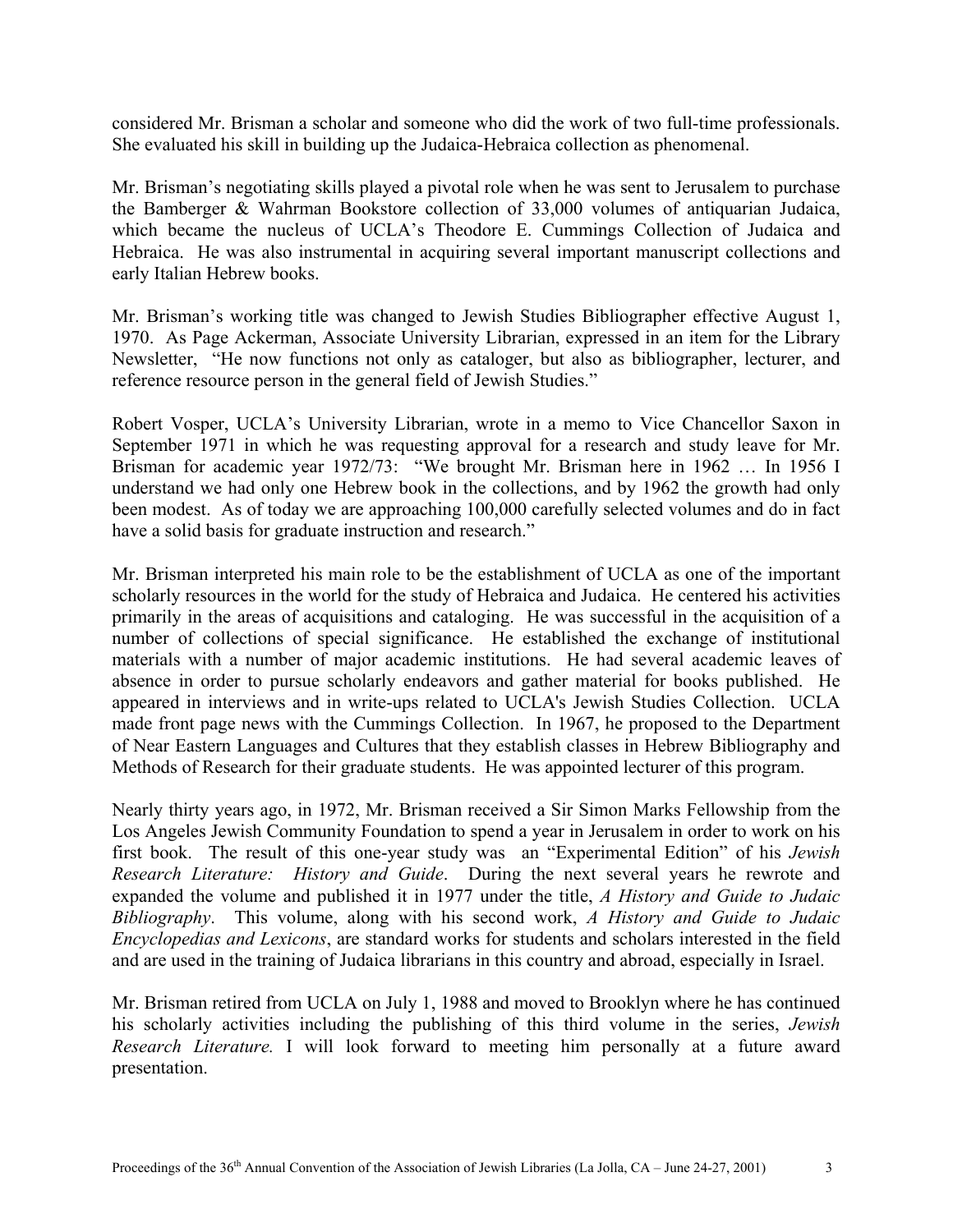considered Mr. Brisman a scholar and someone who did the work of two full-time professionals. She evaluated his skill in building up the Judaica-Hebraica collection as phenomenal.

Mr. Brisman's negotiating skills played a pivotal role when he was sent to Jerusalem to purchase the Bamberger & Wahrman Bookstore collection of 33,000 volumes of antiquarian Judaica, which became the nucleus of UCLA's Theodore E. Cummings Collection of Judaica and Hebraica. He was also instrumental in acquiring several important manuscript collections and early Italian Hebrew books.

Mr. Brisman's working title was changed to Jewish Studies Bibliographer effective August 1, 1970. As Page Ackerman, Associate University Librarian, expressed in an item for the Library Newsletter, "He now functions not only as cataloger, but also as bibliographer, lecturer, and reference resource person in the general field of Jewish Studies."

Robert Vosper, UCLA's University Librarian, wrote in a memo to Vice Chancellor Saxon in September 1971 in which he was requesting approval for a research and study leave for Mr. Brisman for academic year 1972/73: "We brought Mr. Brisman here in 1962 … In 1956 I understand we had only one Hebrew book in the collections, and by 1962 the growth had only been modest. As of today we are approaching 100,000 carefully selected volumes and do in fact have a solid basis for graduate instruction and research."

Mr. Brisman interpreted his main role to be the establishment of UCLA as one of the important scholarly resources in the world for the study of Hebraica and Judaica. He centered his activities primarily in the areas of acquisitions and cataloging. He was successful in the acquisition of a number of collections of special significance. He established the exchange of institutional materials with a number of major academic institutions. He had several academic leaves of absence in order to pursue scholarly endeavors and gather material for books published. He appeared in interviews and in write-ups related to UCLA's Jewish Studies Collection. UCLA made front page news with the Cummings Collection. In 1967, he proposed to the Department of Near Eastern Languages and Cultures that they establish classes in Hebrew Bibliography and Methods of Research for their graduate students. He was appointed lecturer of this program.

Nearly thirty years ago, in 1972, Mr. Brisman received a Sir Simon Marks Fellowship from the Los Angeles Jewish Community Foundation to spend a year in Jerusalem in order to work on his first book. The result of this one-year study was an "Experimental Edition" of his *Jewish Research Literature: History and Guide*. During the next several years he rewrote and expanded the volume and published it in 1977 under the title, *A History and Guide to Judaic Bibliography*. This volume, along with his second work, *A History and Guide to Judaic Encyclopedias and Lexicons*, are standard works for students and scholars interested in the field and are used in the training of Judaica librarians in this country and abroad, especially in Israel.

Mr. Brisman retired from UCLA on July 1, 1988 and moved to Brooklyn where he has continued his scholarly activities including the publishing of this third volume in the series, *Jewish Research Literature.* I will look forward to meeting him personally at a future award presentation.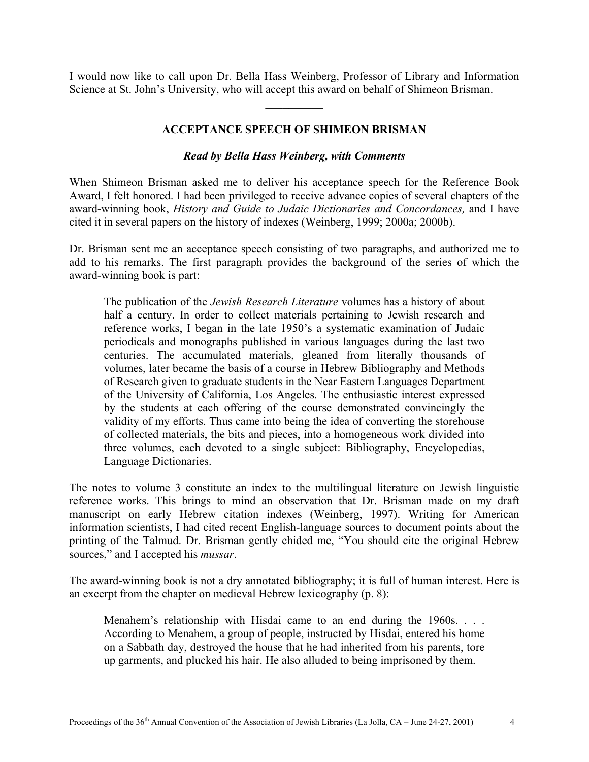I would now like to call upon Dr. Bella Hass Weinberg, Professor of Library and Information Science at St. John's University, who will accept this award on behalf of Shimeon Brisman.

---

### ACCEPTANCE SPEECH OF SHIMEON BRISMAN

***Read by Bella Hass Weinberg, with Comments***

When Shimeon Brisman asked me to deliver his acceptance speech for the Reference Book Award, I felt honored. I had been privileged to receive advance copies of several chapters of the award-winning book, *History and Guide to Judaic Dictionaries and Concordances,* and I have cited it in several papers on the history of indexes (Weinberg, 1999; 2000a; 2000b).

Dr. Brisman sent me an acceptance speech consisting of two paragraphs, and authorized me to add to his remarks. The first paragraph provides the background of the series of which the award-winning book is part:

> The publication of the *Jewish Research Literature* volumes has a history of about half a century. In order to collect materials pertaining to Jewish research and reference works, I began in the late 1950's a systematic examination of Judaic periodicals and monographs published in various languages during the last two centuries. The accumulated materials, gleaned from literally thousands of volumes, later became the basis of a course in Hebrew Bibliography and Methods of Research given to graduate students in the Near Eastern Languages Department of the University of California, Los Angeles. The enthusiastic interest expressed by the students at each offering of the course demonstrated convincingly the validity of my efforts. Thus came into being the idea of converting the storehouse of collected materials, the bits and pieces, into a homogeneous work divided into three volumes, each devoted to a single subject: Bibliography, Encyclopedias, Language Dictionaries.

The notes to volume 3 constitute an index to the multilingual literature on Jewish linguistic reference works. This brings to mind an observation that Dr. Brisman made on my draft manuscript on early Hebrew citation indexes (Weinberg, 1997). Writing for American information scientists, I had cited recent English-language sources to document points about the printing of the Talmud. Dr. Brisman gently chided me, "You should cite the original Hebrew sources," and I accepted his *mussar*.

The award-winning book is not a dry annotated bibliography; it is full of human interest. Here is an excerpt from the chapter on medieval Hebrew lexicography (p. 8):

> Menahem's relationship with Hisdai came to an end during the 1960s. . . . According to Menahem, a group of people, instructed by Hisdai, entered his home on a Sabbath day, destroyed the house that he had inherited from his parents, tore up garments, and plucked his hair. He also alluded to being imprisoned by them.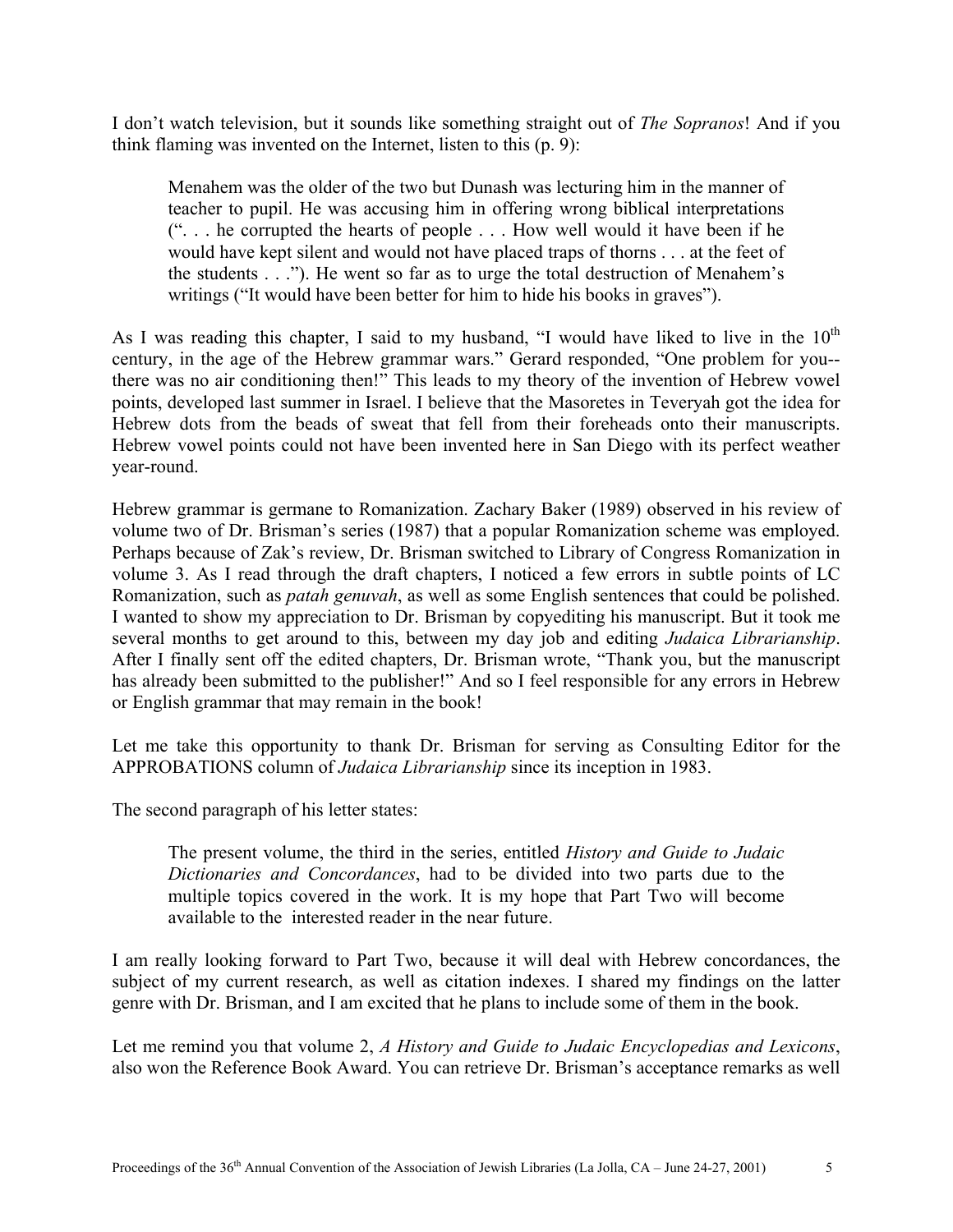I don't watch television, but it sounds like something straight out of *The Sopranos*! And if you think flaming was invented on the Internet, listen to this (p. 9):

> Menahem was the older of the two but Dunash was lecturing him in the manner of teacher to pupil. He was accusing him in offering wrong biblical interpretations (". . . he corrupted the hearts of people . . . How well would it have been if he would have kept silent and would not have placed traps of thorns . . . at the feet of the students . . ."). He went so far as to urge the total destruction of Menahem's writings ("It would have been better for him to hide his books in graves").

As I was reading this chapter, I said to my husband, "I would have liked to live in the 10th century, in the age of the Hebrew grammar wars." Gerard responded, "One problem for you--there was no air conditioning then!" This leads to my theory of the invention of Hebrew vowel points, developed last summer in Israel. I believe that the Masoretes in Teveryah got the idea for Hebrew dots from the beads of sweat that fell from their foreheads onto their manuscripts. Hebrew vowel points could not have been invented here in San Diego with its perfect weather year-round.

Hebrew grammar is germane to Romanization. Zachary Baker (1989) observed in his review of volume two of Dr. Brisman's series (1987) that a popular Romanization scheme was employed. Perhaps because of Zak's review, Dr. Brisman switched to Library of Congress Romanization in volume 3. As I read through the draft chapters, I noticed a few errors in subtle points of LC Romanization, such as *patah genuvah*, as well as some English sentences that could be polished. I wanted to show my appreciation to Dr. Brisman by copyediting his manuscript. But it took me several months to get around to this, between my day job and editing *Judaica Librarianship*. After I finally sent off the edited chapters, Dr. Brisman wrote, "Thank you, but the manuscript has already been submitted to the publisher!" And so I feel responsible for any errors in Hebrew or English grammar that may remain in the book!

Let me take this opportunity to thank Dr. Brisman for serving as Consulting Editor for the APPROBATIONS column of *Judaica Librarianship* since its inception in 1983.

The second paragraph of his letter states:

> The present volume, the third in the series, entitled *History and Guide to Judaic Dictionaries and Concordances*, had to be divided into two parts due to the multiple topics covered in the work. It is my hope that Part Two will become available to the interested reader in the near future.

I am really looking forward to Part Two, because it will deal with Hebrew concordances, the subject of my current research, as well as citation indexes. I shared my findings on the latter genre with Dr. Brisman, and I am excited that he plans to include some of them in the book.

Let me remind you that volume 2, *A History and Guide to Judaic Encyclopedias and Lexicons*, also won the Reference Book Award. You can retrieve Dr. Brisman's acceptance remarks as well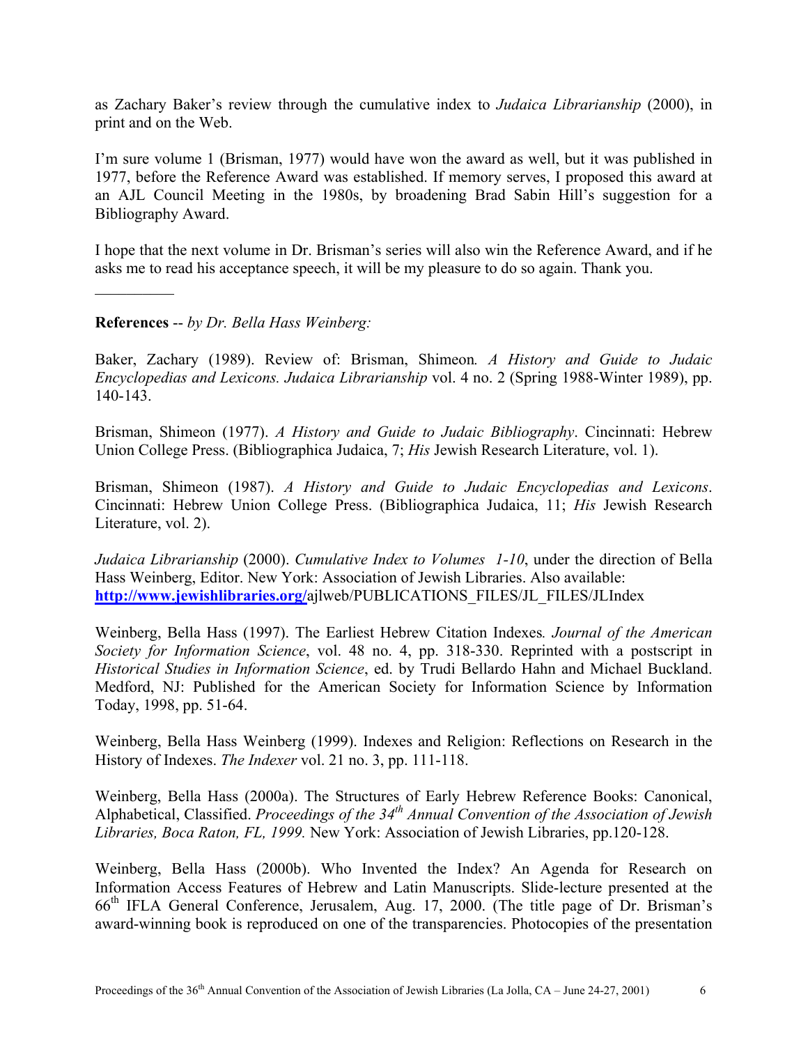as Zachary Baker's review through the cumulative index to *Judaica Librarianship* (2000), in print and on the Web.

I'm sure volume 1 (Brisman, 1977) would have won the award as well, but it was published in 1977, before the Reference Award was established. If memory serves, I proposed this award at an AJL Council Meeting in the 1980s, by broadening Brad Sabin Hill's suggestion for a Bibliography Award.

I hope that the next volume in Dr. Brisman's series will also win the Reference Award, and if he asks me to read his acceptance speech, it will be my pleasure to do so again. Thank you.

---

**References** -- *by Dr. Bella Hass Weinberg:*

Baker, Zachary (1989). Review of: Brisman, Shimeon*. A History and Guide to Judaic Encyclopedias and Lexicons. Judaica Librarianship* vol. 4 no. 2 (Spring 1988-Winter 1989), pp. 140-143.

Brisman, Shimeon (1977). *A History and Guide to Judaic Bibliography*. Cincinnati: Hebrew Union College Press. (Bibliographica Judaica, 7; *His* Jewish Research Literature, vol. 1).

Brisman, Shimeon (1987). *A History and Guide to Judaic Encyclopedias and Lexicons*. Cincinnati: Hebrew Union College Press. (Bibliographica Judaica, 11; *His* Jewish Research Literature, vol. 2).

*Judaica Librarianship* (2000). *Cumulative Index to Volumes 1-10*, under the direction of Bella Hass Weinberg, Editor. New York: Association of Jewish Libraries. Also available: **http://www.jewishlibraries.org/**ajlweb/PUBLICATIONS_FILES/JL_FILES/JLIndex

Weinberg, Bella Hass (1997). The Earliest Hebrew Citation Indexes*. Journal of the American Society for Information Science*, vol. 48 no. 4, pp. 318-330. Reprinted with a postscript in *Historical Studies in Information Science*, ed. by Trudi Bellardo Hahn and Michael Buckland. Medford, NJ: Published for the American Society for Information Science by Information Today, 1998, pp. 51-64.

Weinberg, Bella Hass Weinberg (1999). Indexes and Religion: Reflections on Research in the History of Indexes. *The Indexer* vol. 21 no. 3, pp. 111-118.

Weinberg, Bella Hass (2000a). The Structures of Early Hebrew Reference Books: Canonical, Alphabetical, Classified. *Proceedings of the 34th Annual Convention of the Association of Jewish Libraries, Boca Raton, FL, 1999.* New York: Association of Jewish Libraries, pp.120-128.

Weinberg, Bella Hass (2000b). Who Invented the Index? An Agenda for Research on Information Access Features of Hebrew and Latin Manuscripts. Slide-lecture presented at the 66th IFLA General Conference, Jerusalem, Aug. 17, 2000. (The title page of Dr. Brisman's award-winning book is reproduced on one of the transparencies. Photocopies of the presentation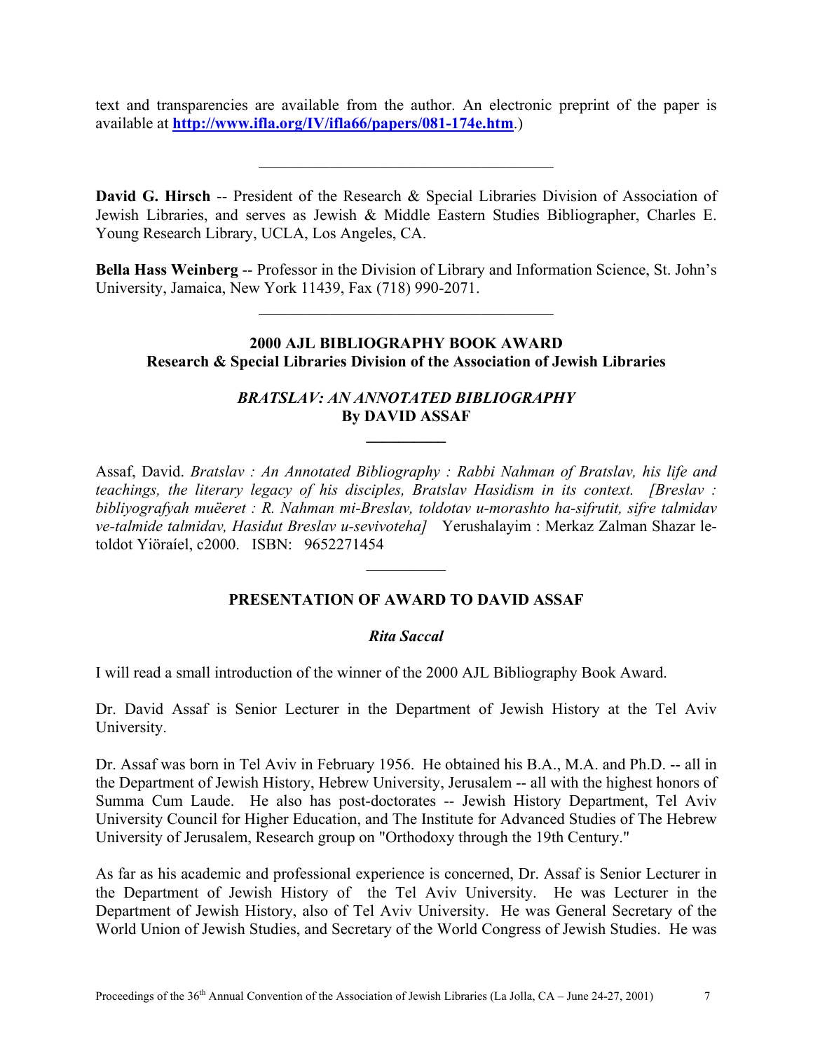text and transparencies are available from the author. An electronic preprint of the paper is available at **http://www.ifla.org/IV/ifla66/papers/081-174e.htm**.)

---

**David G. Hirsch** -- President of the Research & Special Libraries Division of Association of Jewish Libraries, and serves as Jewish & Middle Eastern Studies Bibliographer, Charles E. Young Research Library, UCLA, Los Angeles, CA.

**Bella Hass Weinberg** -- Professor in the Division of Library and Information Science, St. John's University, Jamaica, New York 11439, Fax (718) 990-2071.

---

## 2000 AJL BIBLIOGRAPHY BOOK AWARD
## Research & Special Libraries Division of the Association of Jewish Libraries

### *BRATSLAV: AN ANNOTATED BIBLIOGRAPHY*
### By DAVID ASSAF

---

Assaf, David. *Bratslav : An Annotated Bibliography : Rabbi Nahman of Bratslav, his life and teachings, the literary legacy of his disciples, Bratslav Hasidism in its context. [Breslav : bibliyografyah muëeret : R. Nahman mi-Breslav, toldotav u-morashto ha-sifrutit, sifre talmidav ve-talmide talmidav, Hasidut Breslav u-sevivoteha]* Yerushalayim : Merkaz Zalman Shazar le-toldot Yiöraíel, c2000. ISBN: 9652271454

---

### PRESENTATION OF AWARD TO DAVID ASSAF

***Rita Saccal***

I will read a small introduction of the winner of the 2000 AJL Bibliography Book Award.

Dr. David Assaf is Senior Lecturer in the Department of Jewish History at the Tel Aviv University.

Dr. Assaf was born in Tel Aviv in February 1956. He obtained his B.A., M.A. and Ph.D. -- all in the Department of Jewish History, Hebrew University, Jerusalem -- all with the highest honors of Summa Cum Laude. He also has post-doctorates -- Jewish History Department, Tel Aviv University Council for Higher Education, and The Institute for Advanced Studies of The Hebrew University of Jerusalem, Research group on "Orthodoxy through the 19th Century."

As far as his academic and professional experience is concerned, Dr. Assaf is Senior Lecturer in the Department of Jewish History of the Tel Aviv University. He was Lecturer in the Department of Jewish History, also of Tel Aviv University. He was General Secretary of the World Union of Jewish Studies, and Secretary of the World Congress of Jewish Studies. He was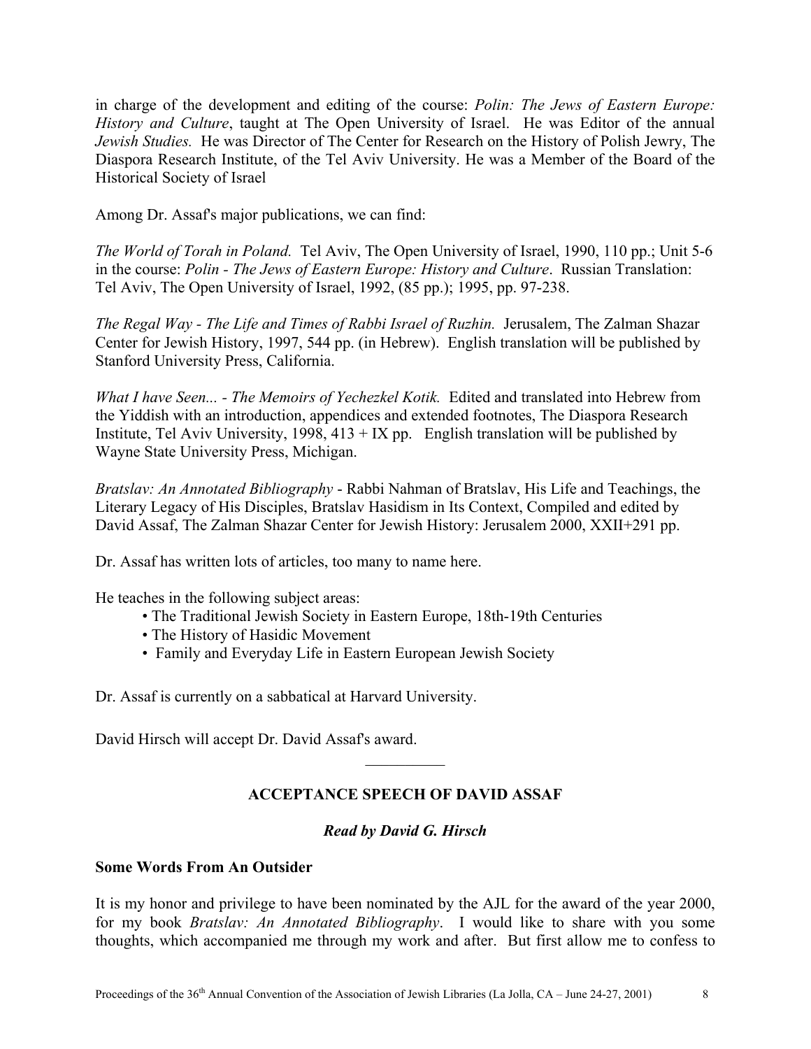in charge of the development and editing of the course: *Polin: The Jews of Eastern Europe: History and Culture*, taught at The Open University of Israel. He was Editor of the annual *Jewish Studies.* He was Director of The Center for Research on the History of Polish Jewry, The Diaspora Research Institute, of the Tel Aviv University. He was a Member of the Board of the Historical Society of Israel

Among Dr. Assaf's major publications, we can find:

*The World of Torah in Poland.* Tel Aviv, The Open University of Israel, 1990, 110 pp.; Unit 5-6 in the course: *Polin - The Jews of Eastern Europe: History and Culture*. Russian Translation: Tel Aviv, The Open University of Israel, 1992, (85 pp.); 1995, pp. 97-238.

*The Regal Way - The Life and Times of Rabbi Israel of Ruzhin.* Jerusalem, The Zalman Shazar Center for Jewish History, 1997, 544 pp. (in Hebrew). English translation will be published by Stanford University Press, California.

*What I have Seen... - The Memoirs of Yechezkel Kotik.* Edited and translated into Hebrew from the Yiddish with an introduction, appendices and extended footnotes, The Diaspora Research Institute, Tel Aviv University, 1998, 413 + IX pp. English translation will be published by Wayne State University Press, Michigan.

*Bratslav: An Annotated Bibliography* - Rabbi Nahman of Bratslav, His Life and Teachings, the Literary Legacy of His Disciples, Bratslav Hasidism in Its Context, Compiled and edited by David Assaf, The Zalman Shazar Center for Jewish History: Jerusalem 2000, XXII+291 pp.

Dr. Assaf has written lots of articles, too many to name here.

He teaches in the following subject areas:

- The Traditional Jewish Society in Eastern Europe, 18th-19th Centuries
- The History of Hasidic Movement
- Family and Everyday Life in Eastern European Jewish Society

Dr. Assaf is currently on a sabbatical at Harvard University.

David Hirsch will accept Dr. David Assaf's award.

---

## ACCEPTANCE SPEECH OF DAVID ASSAF

***Read by David G. Hirsch***

**Some Words From An Outsider**

It is my honor and privilege to have been nominated by the AJL for the award of the year 2000, for my book *Bratslav: An Annotated Bibliography*. I would like to share with you some thoughts, which accompanied me through my work and after. But first allow me to confess to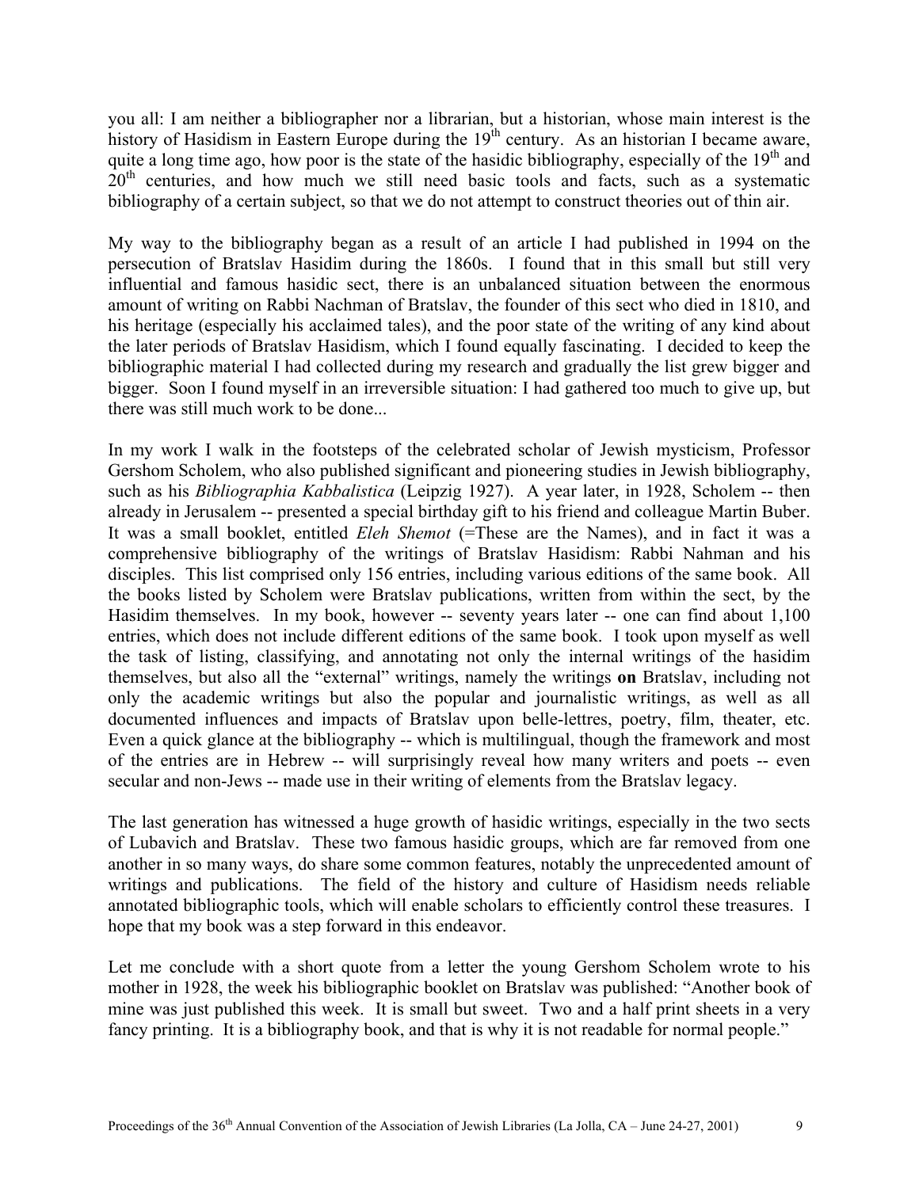you all: I am neither a bibliographer nor a librarian, but a historian, whose main interest is the history of Hasidism in Eastern Europe during the 19th century. As an historian I became aware, quite a long time ago, how poor is the state of the hasidic bibliography, especially of the 19th and 20th centuries, and how much we still need basic tools and facts, such as a systematic bibliography of a certain subject, so that we do not attempt to construct theories out of thin air.

My way to the bibliography began as a result of an article I had published in 1994 on the persecution of Bratslav Hasidim during the 1860s. I found that in this small but still very influential and famous hasidic sect, there is an unbalanced situation between the enormous amount of writing on Rabbi Nachman of Bratslav, the founder of this sect who died in 1810, and his heritage (especially his acclaimed tales), and the poor state of the writing of any kind about the later periods of Bratslav Hasidism, which I found equally fascinating. I decided to keep the bibliographic material I had collected during my research and gradually the list grew bigger and bigger. Soon I found myself in an irreversible situation: I had gathered too much to give up, but there was still much work to be done...

In my work I walk in the footsteps of the celebrated scholar of Jewish mysticism, Professor Gershom Scholem, who also published significant and pioneering studies in Jewish bibliography, such as his *Bibliographia Kabbalistica* (Leipzig 1927). A year later, in 1928, Scholem -- then already in Jerusalem -- presented a special birthday gift to his friend and colleague Martin Buber. It was a small booklet, entitled *Eleh Shemot* (=These are the Names), and in fact it was a comprehensive bibliography of the writings of Bratslav Hasidism: Rabbi Nahman and his disciples. This list comprised only 156 entries, including various editions of the same book. All the books listed by Scholem were Bratslav publications, written from within the sect, by the Hasidim themselves. In my book, however -- seventy years later -- one can find about 1,100 entries, which does not include different editions of the same book. I took upon myself as well the task of listing, classifying, and annotating not only the internal writings of the hasidim themselves, but also all the "external" writings, namely the writings **on** Bratslav, including not only the academic writings but also the popular and journalistic writings, as well as all documented influences and impacts of Bratslav upon belle-lettres, poetry, film, theater, etc. Even a quick glance at the bibliography -- which is multilingual, though the framework and most of the entries are in Hebrew -- will surprisingly reveal how many writers and poets -- even secular and non-Jews -- made use in their writing of elements from the Bratslav legacy.

The last generation has witnessed a huge growth of hasidic writings, especially in the two sects of Lubavich and Bratslav. These two famous hasidic groups, which are far removed from one another in so many ways, do share some common features, notably the unprecedented amount of writings and publications. The field of the history and culture of Hasidism needs reliable annotated bibliographic tools, which will enable scholars to efficiently control these treasures. I hope that my book was a step forward in this endeavor.

Let me conclude with a short quote from a letter the young Gershom Scholem wrote to his mother in 1928, the week his bibliographic booklet on Bratslav was published: "Another book of mine was just published this week. It is small but sweet. Two and a half print sheets in a very fancy printing. It is a bibliography book, and that is why it is not readable for normal people."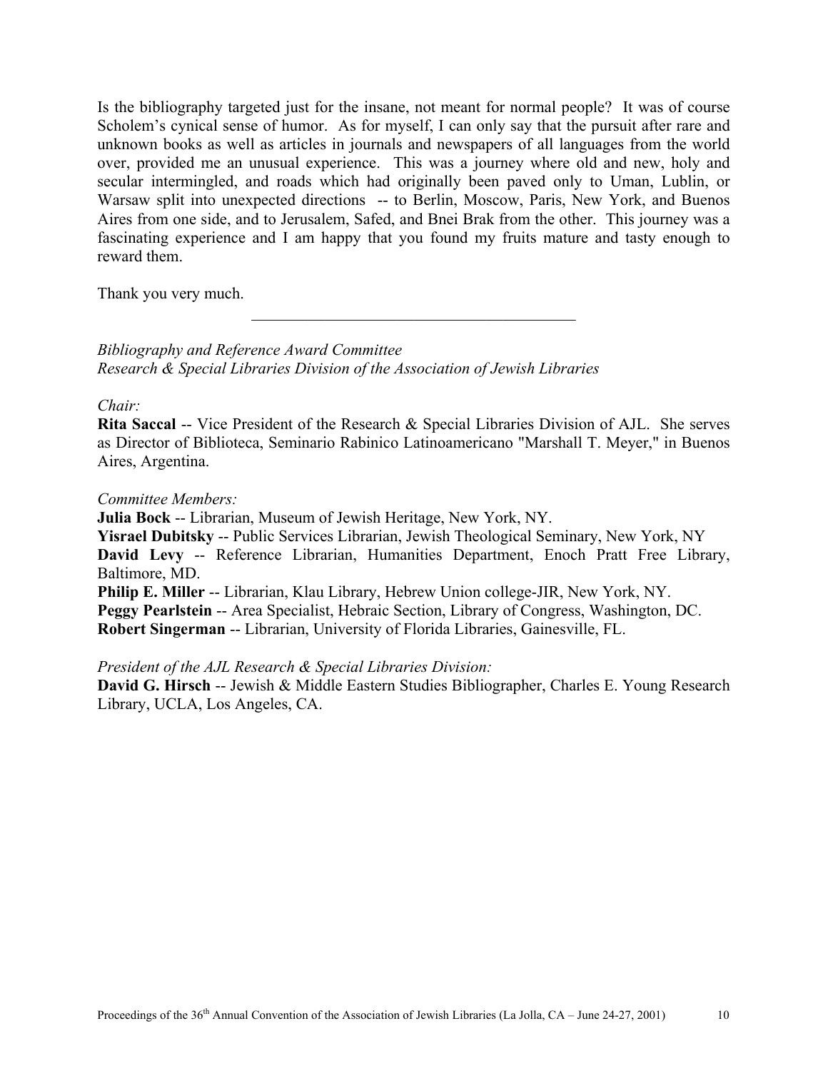Is the bibliography targeted just for the insane, not meant for normal people? It was of course Scholem's cynical sense of humor. As for myself, I can only say that the pursuit after rare and unknown books as well as articles in journals and newspapers of all languages from the world over, provided me an unusual experience. This was a journey where old and new, holy and secular intermingled, and roads which had originally been paved only to Uman, Lublin, or Warsaw split into unexpected directions -- to Berlin, Moscow, Paris, New York, and Buenos Aires from one side, and to Jerusalem, Safed, and Bnei Brak from the other. This journey was a fascinating experience and I am happy that you found my fruits mature and tasty enough to reward them.

Thank you very much.

---

*Bibliography and Reference Award Committee*
*Research & Special Libraries Division of the Association of Jewish Libraries*

*Chair:*
**Rita Saccal** -- Vice President of the Research & Special Libraries Division of AJL. She serves as Director of Biblioteca, Seminario Rabinico Latinoamericano "Marshall T. Meyer," in Buenos Aires, Argentina.

*Committee Members:*
**Julia Bock** -- Librarian, Museum of Jewish Heritage, New York, NY.
**Yisrael Dubitsky** -- Public Services Librarian, Jewish Theological Seminary, New York, NY
**David Levy** -- Reference Librarian, Humanities Department, Enoch Pratt Free Library, Baltimore, MD.
**Philip E. Miller** -- Librarian, Klau Library, Hebrew Union college-JIR, New York, NY.
**Peggy Pearlstein** -- Area Specialist, Hebraic Section, Library of Congress, Washington, DC.
**Robert Singerman** -- Librarian, University of Florida Libraries, Gainesville, FL.

*President of the AJL Research & Special Libraries Division:*
**David G. Hirsch** -- Jewish & Middle Eastern Studies Bibliographer, Charles E. Young Research Library, UCLA, Los Angeles, CA.